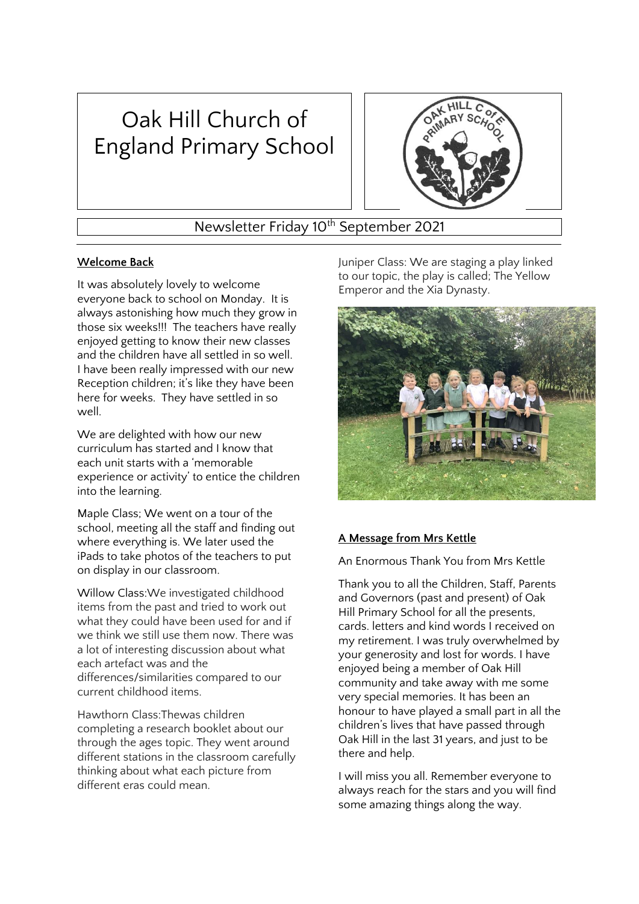# Oak Hill Church of England Primary School

Newsletter Friday 10th September 2021

**Welcome Back**

It was absolutely lovely to welcome everyone back to school on Monday. It is always astonishing how much they grow in those six weeks!!! The teachers have really enjoyed getting to know their new classes and the children have all settled in so well. I have been really impressed with our new Reception children; it's like they have been here for weeks. They have settled in so well.

We are delighted with how our new curriculum has started and I know that each unit starts with a 'memorable experience or activity' to entice the children into the learning.

Maple Class; We went on a tour of the school, meeting all the staff and finding out where everything is. We later used the iPads to take photos of the teachers to put on display in our classroom.

Willow Class:We investigated childhood items from the past and tried to work out what they could have been used for and if we think we still use them now. There was a lot of interesting discussion about what each artefact was and the differences/similarities compared to our current childhood items.

Hawthorn Class:Thewas children completing a research booklet about our through the ages topic. They went around different stations in the classroom carefully thinking about what each picture from different eras could mean.

Juniper Class: We are staging a play linked to our topic, the play is called; The Yellow Emperor and the Xia Dynasty.

**A Message from Mrs Kettle**

An Enormous Thank You from Mrs Kettle

Thank you to all the Children, Staff, Parents and Governors (past and present) of Oak Hill Primary School for all the presents, cards. letters and kind words I received on my retirement. I was truly overwhelmed by your generosity and lost for words. I have enjoyed being a member of Oak Hill community and take away with me some very special memories. It has been an honour to have played a small part in all the children's lives that have passed through Oak Hill in the last 31 years, and just to be there and help.

I will miss you all. Remember everyone to always reach for the stars and you will find some amazing things along the way.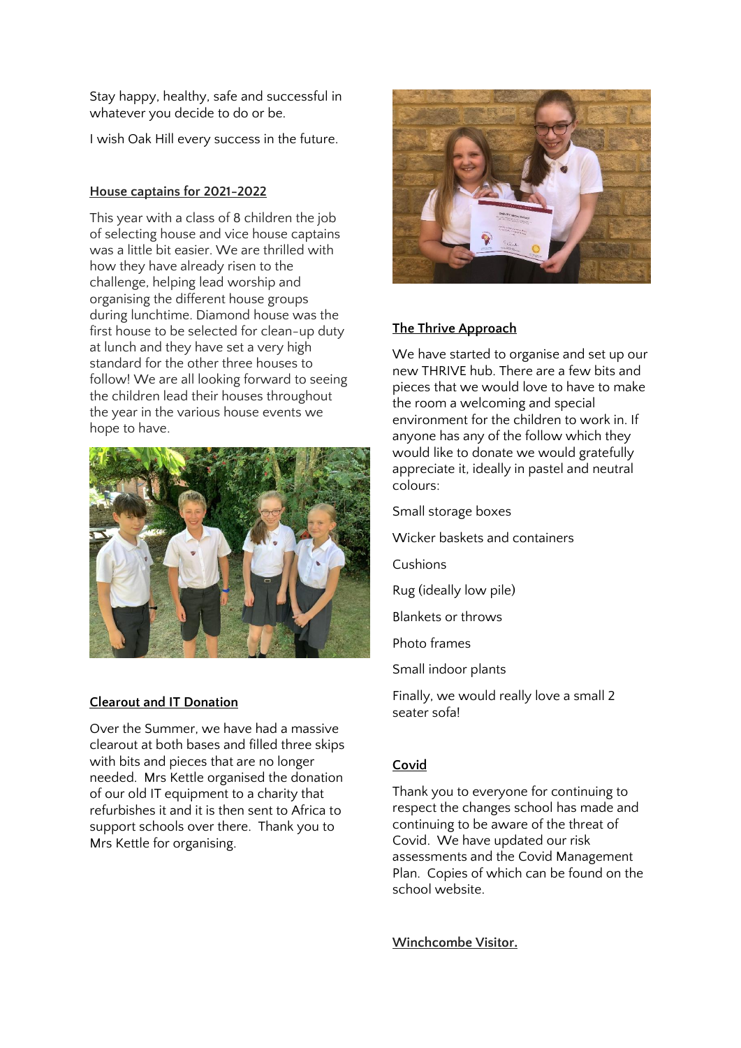Stay happy, healthy, safe and successful in whatever you decide to do or be.

I wish Oak Hill every success in the future.

## House captains for 2021-2022

This year with a class of 8 children the job of selecting house and vice house captains was a little bit easier. We are thrilled with how they have already risen to the challenge, helping lead worship and organising the different house groups during lunchtime. Diamond house was the first house to be selected for clean-up duty at lunch and they have set a very high standard for the other three houses to follow! We are all looking forward to seeing the children lead their houses throughout the year in the various house events we hope to have.

## Clearout and IT Donation

Over the Summer, we have had a massive clearout at both bases and filled three skips with bits and pieces that are no longer needed. Mrs Kettle organised the donation of our old IT equipment to a charity that refurbishes it and it is then sent to Africa to support schools over there. Thank you to Mrs Kettle for organising.

## The Thrive Approach

We have started to organise and set up our new THRIVE hub. There are a few bits and pieces that we would love to have to make the room a welcoming and special environment for the children to work in. If anyone has any of the follow which they would like to donate we would gratefully appreciate it, ideally in pastel and neutral colours:

Small storage boxes

Wicker baskets and containers

Cushions

Rug (ideally low pile)

Blankets or throws

Photo frames

Small indoor plants

Finally, we would really love a small 2 seater sofa!

## Covid

Thank you to everyone for continuing to respect the changes school has made and continuing to be aware of the threat of Covid. We have updated our risk assessments and the Covid Management Plan. Copies of which can be found on the school website.

## Winchcombe Visitor.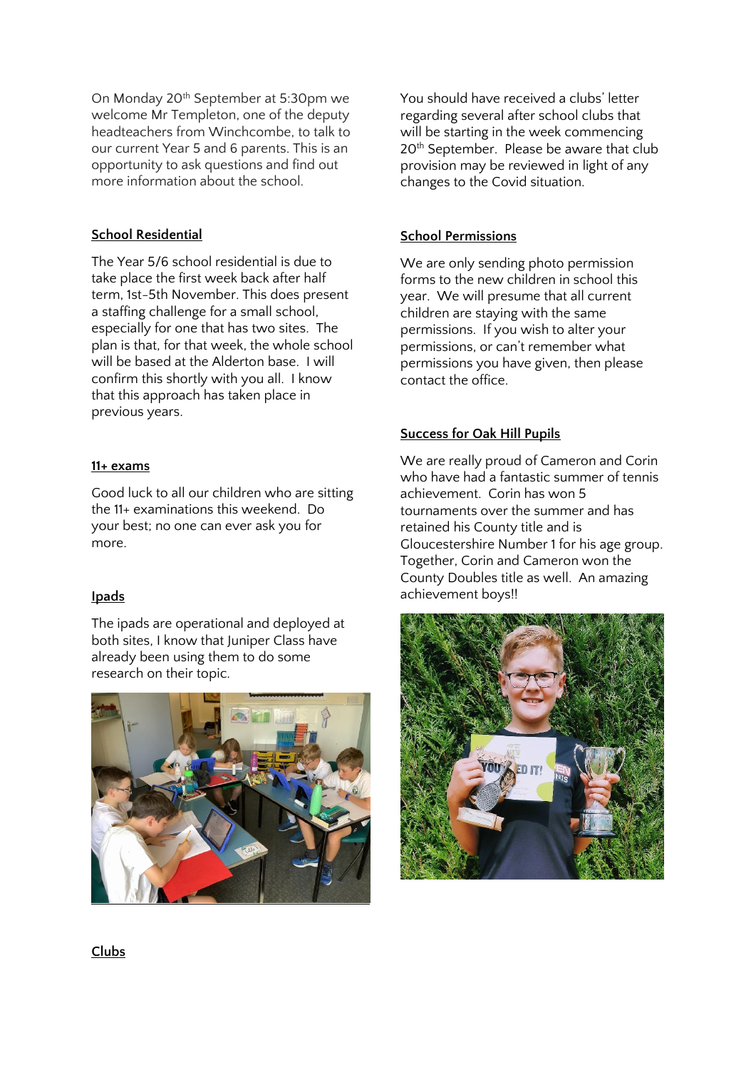On Monday 20th September at 5:30pm we welcome Mr Templeton, one of the deputy headteachers from Winchcombe, to talk to our current Year 5 and 6 parents. This is an opportunity to ask questions and find out more information about the school.

## School Residential

The Year 5/6 school residential is due to take place the first week back after half term, 1st-5th November. This does present a staffing challenge for a small school, especially for one that has two sites. The plan is that, for that week, the whole school will be based at the Alderton base. I will confirm this shortly with you all. I know that this approach has taken place in previous years.

## 11+ exams

Good luck to all our children who are sitting the 11+ examinations this weekend. Do your best; no one can ever ask you for more.

## Ipads

The ipads are operational and deployed at both sites, I know that Juniper Class have already been using them to do some research on their topic.

You should have received a clubs' letter regarding several after school clubs that will be starting in the week commencing 20th September. Please be aware that club provision may be reviewed in light of any changes to the Covid situation.

## School Permissions

We are only sending photo permission forms to the new children in school this year. We will presume that all current children are staying with the same permissions. If you wish to alter your permissions, or can't remember what permissions you have given, then please contact the office.

## Success for Oak Hill Pupils

We are really proud of Cameron and Corin who have had a fantastic summer of tennis achievement. Corin has won 5 tournaments over the summer and has retained his County title and is Gloucestershire Number 1 for his age group. Together, Corin and Cameron won the County Doubles title as well. An amazing achievement boys!!

## Clubs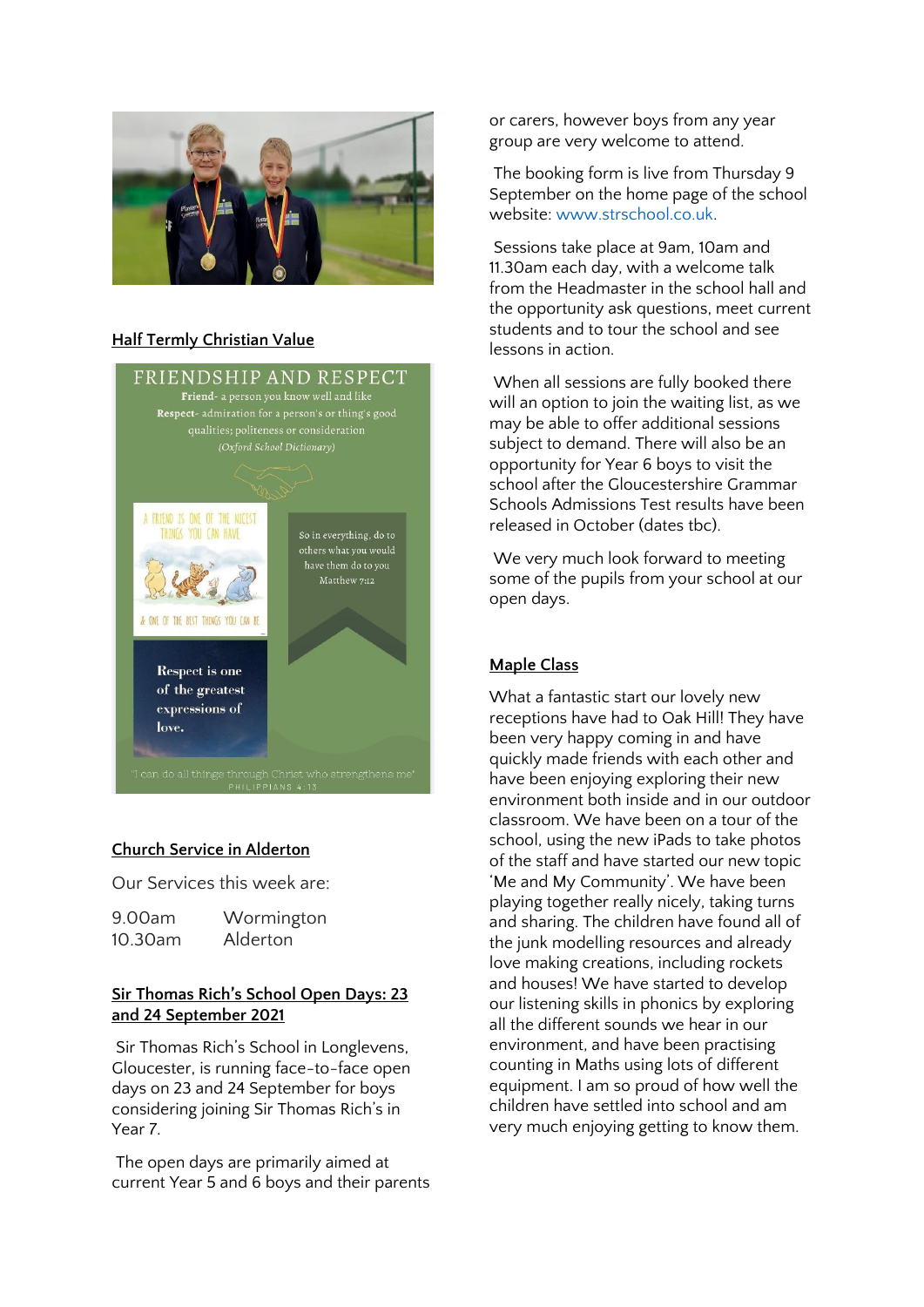## Half Termly Christian Value

## Church Service in Alderton

Our Services this week are:

| | |
|---|---|
| 9.00am | Wormington |
| 10.30am | Alderton |

## Sir Thomas Rich's School Open Days: 23 and 24 September 2021

Sir Thomas Rich's School in Longlevens, Gloucester, is running face-to-face open days on 23 and 24 September for boys considering joining Sir Thomas Rich's in Year 7.

The open days are primarily aimed at current Year 5 and 6 boys and their parents or carers, however boys from any year group are very welcome to attend.

The booking form is live from Thursday 9 September on the home page of the school website: www.strschool.co.uk.

Sessions take place at 9am, 10am and 11.30am each day, with a welcome talk from the Headmaster in the school hall and the opportunity ask questions, meet current students and to tour the school and see lessons in action.

When all sessions are fully booked there will an option to join the waiting list, as we may be able to offer additional sessions subject to demand. There will also be an opportunity for Year 6 boys to visit the school after the Gloucestershire Grammar Schools Admissions Test results have been released in October (dates tbc).

We very much look forward to meeting some of the pupils from your school at our open days.

## Maple Class

What a fantastic start our lovely new receptions have had to Oak Hill! They have been very happy coming in and have quickly made friends with each other and have been enjoying exploring their new environment both inside and in our outdoor classroom. We have been on a tour of the school, using the new iPads to take photos of the staff and have started our new topic 'Me and My Community'. We have been playing together really nicely, taking turns and sharing. The children have found all of the junk modelling resources and already love making creations, including rockets and houses! We have started to develop our listening skills in phonics by exploring all the different sounds we hear in our environment, and have been practising counting in Maths using lots of different equipment. I am so proud of how well the children have settled into school and am very much enjoying getting to know them.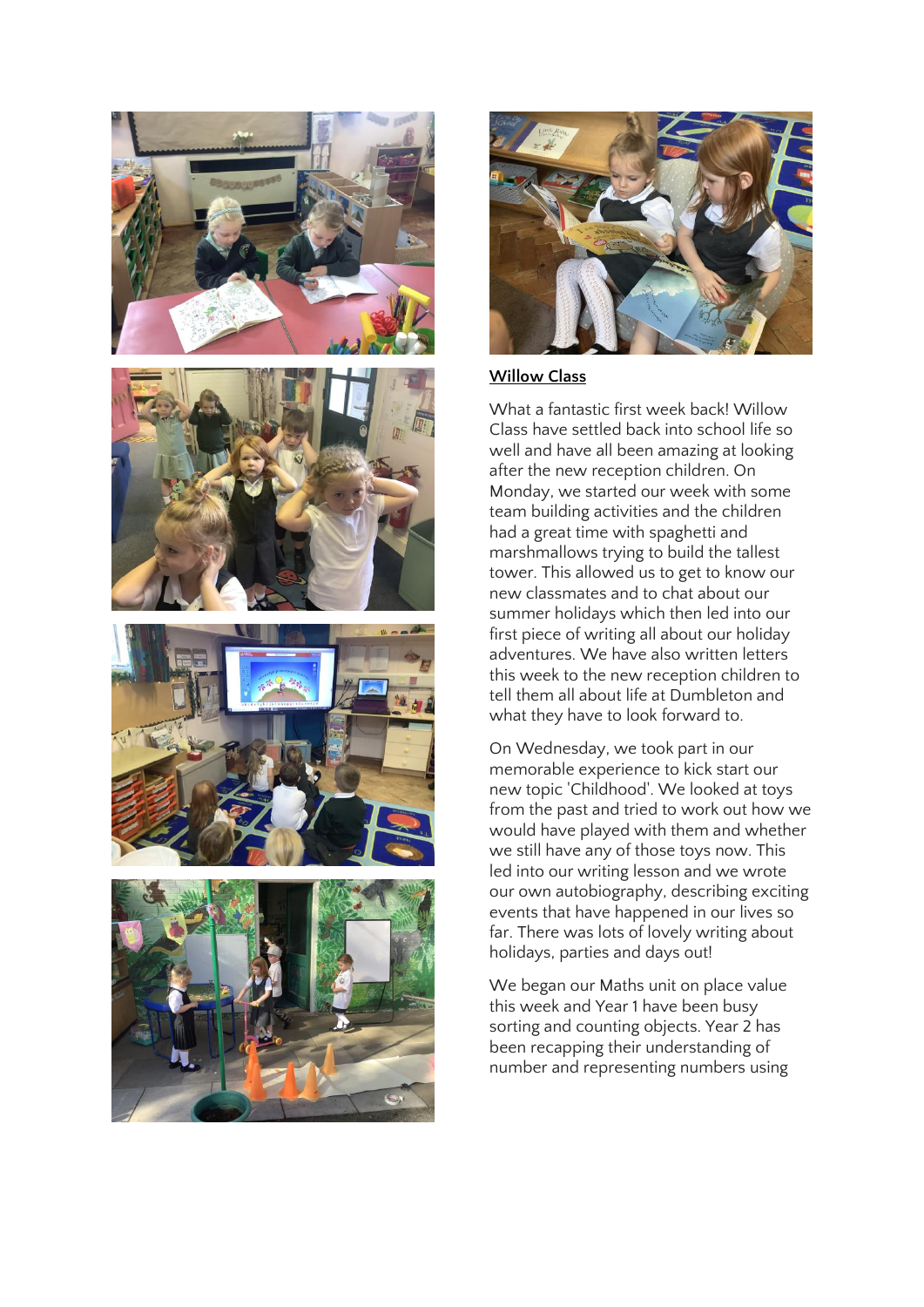## Willow Class

What a fantastic first week back! Willow Class have settled back into school life so well and have all been amazing at looking after the new reception children. On Monday, we started our week with some team building activities and the children had a great time with spaghetti and marshmallows trying to build the tallest tower. This allowed us to get to know our new classmates and to chat about our summer holidays which then led into our first piece of writing all about our holiday adventures. We have also written letters this week to the new reception children to tell them all about life at Dumbleton and what they have to look forward to.

On Wednesday, we took part in our memorable experience to kick start our new topic 'Childhood'. We looked at toys from the past and tried to work out how we would have played with them and whether we still have any of those toys now. This led into our writing lesson and we wrote our own autobiography, describing exciting events that have happened in our lives so far. There was lots of lovely writing about holidays, parties and days out!

We began our Maths unit on place value this week and Year 1 have been busy sorting and counting objects. Year 2 has been recapping their understanding of number and representing numbers using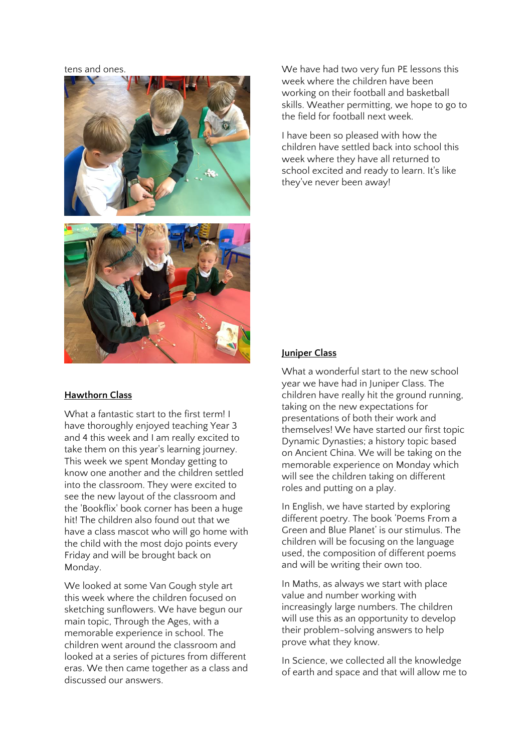tens and ones.

## Hawthorn Class

What a fantastic start to the first term! I have thoroughly enjoyed teaching Year 3 and 4 this week and I am really excited to take them on this year's learning journey. This week we spent Monday getting to know one another and the children settled into the classroom. They were excited to see the new layout of the classroom and the 'Bookflix' book corner has been a huge hit! The children also found out that we have a class mascot who will go home with the child with the most dojo points every Friday and will be brought back on Monday.

We looked at some Van Gough style art this week where the children focused on sketching sunflowers. We have begun our main topic, Through the Ages, with a memorable experience in school. The children went around the classroom and looked at a series of pictures from different eras. We then came together as a class and discussed our answers.

We have had two very fun PE lessons this week where the children have been working on their football and basketball skills. Weather permitting, we hope to go to the field for football next week.

I have been so pleased with how the children have settled back into school this week where they have all returned to school excited and ready to learn. It's like they've never been away!

## Juniper Class

What a wonderful start to the new school year we have had in Juniper Class. The children have really hit the ground running, taking on the new expectations for presentations of both their work and themselves! We have started our first topic Dynamic Dynasties; a history topic based on Ancient China. We will be taking on the memorable experience on Monday which will see the children taking on different roles and putting on a play.

In English, we have started by exploring different poetry. The book 'Poems From a Green and Blue Planet' is our stimulus. The children will be focusing on the language used, the composition of different poems and will be writing their own too.

In Maths, as always we start with place value and number working with increasingly large numbers. The children will use this as an opportunity to develop their problem-solving answers to help prove what they know.

In Science, we collected all the knowledge of earth and space and that will allow me to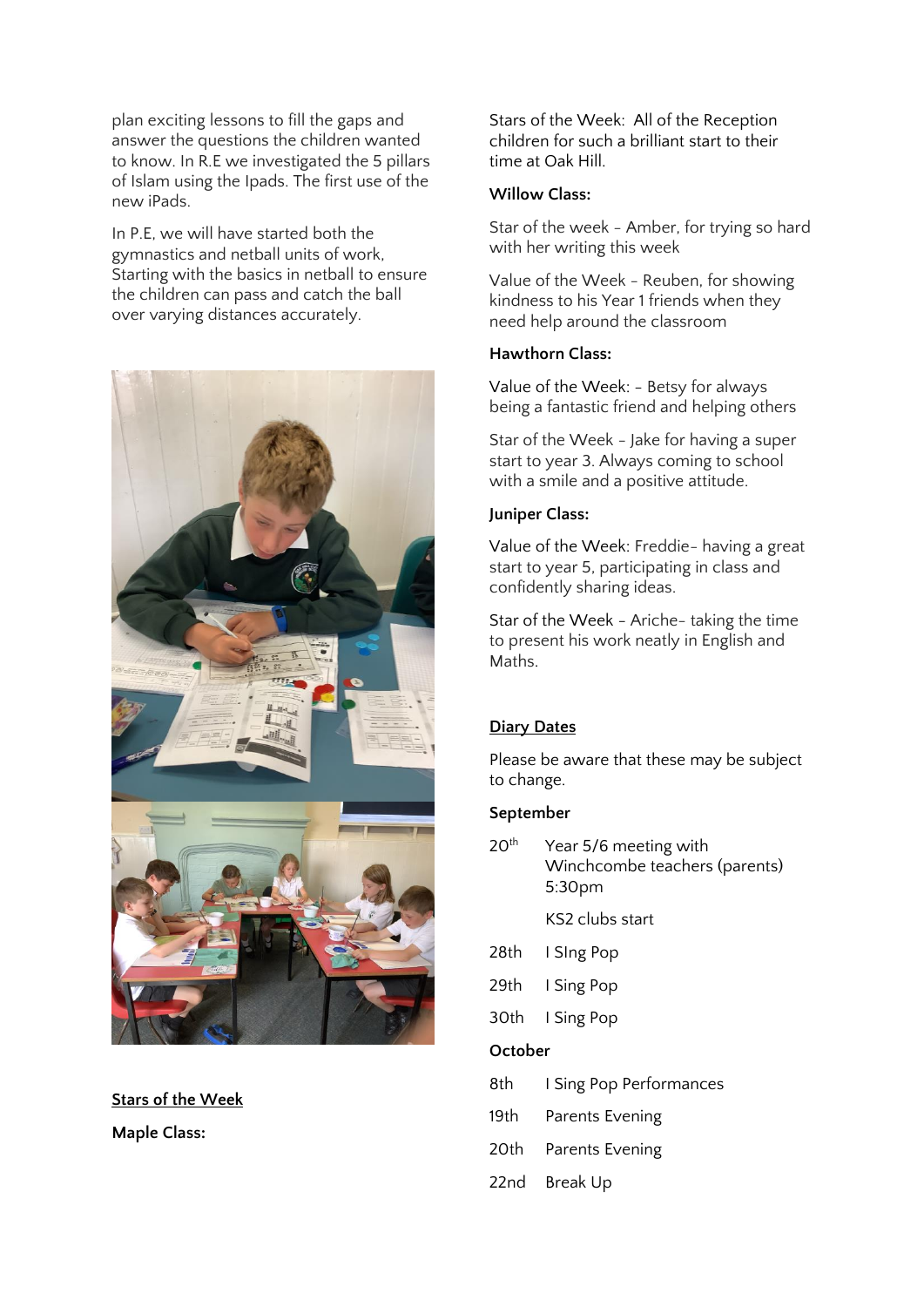plan exciting lessons to fill the gaps and answer the questions the children wanted to know. In R.E we investigated the 5 pillars of Islam using the Ipads. The first use of the new iPads.

In P.E, we will have started both the gymnastics and netball units of work, Starting with the basics in netball to ensure the children can pass and catch the ball over varying distances accurately.

## Stars of the Week

**Maple Class:**

Stars of the Week: All of the Reception children for such a brilliant start to their time at Oak Hill.

**Willow Class:**

Star of the week - Amber, for trying so hard with her writing this week

Value of the Week - Reuben, for showing kindness to his Year 1 friends when they need help around the classroom

**Hawthorn Class:**

Value of the Week: - Betsy for always being a fantastic friend and helping others

Star of the Week - Jake for having a super start to year 3. Always coming to school with a smile and a positive attitude.

**Juniper Class:**

Value of the Week: Freddie- having a great start to year 5, participating in class and confidently sharing ideas.

Star of the Week - Ariche- taking the time to present his work neatly in English and Maths.

## Diary Dates

Please be aware that these may be subject to change.

**September**

| | |
|---|---|
| 20th | Year 5/6 meeting with Winchcombe teachers (parents) 5:30pm |
| | KS2 clubs start |
| 28th | I SIng Pop |
| 29th | I Sing Pop |
| 30th | I Sing Pop |

**October**

| | |
|---|---|
| 8th | I Sing Pop Performances |
| 19th | Parents Evening |
| 20th | Parents Evening |
| 22nd | Break Up |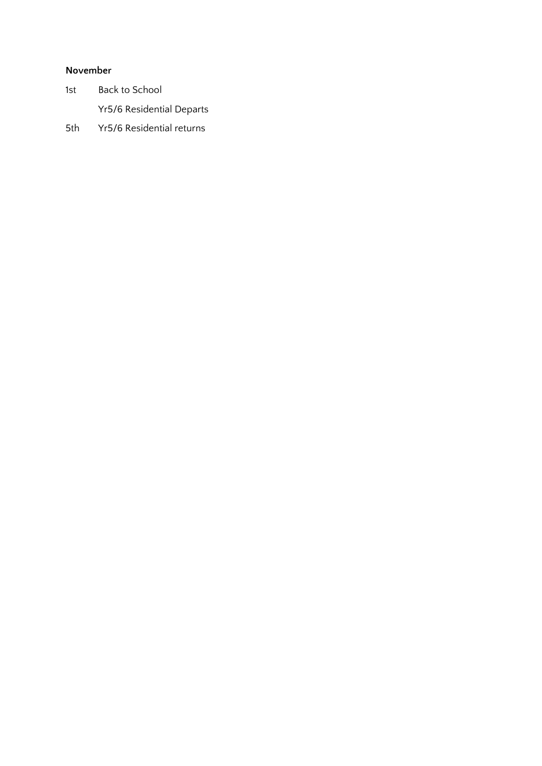**November**

| | |
|---|---|
| 1st | Back to School |
| | Yr5/6 Residential Departs |
| 5th | Yr5/6 Residential returns |